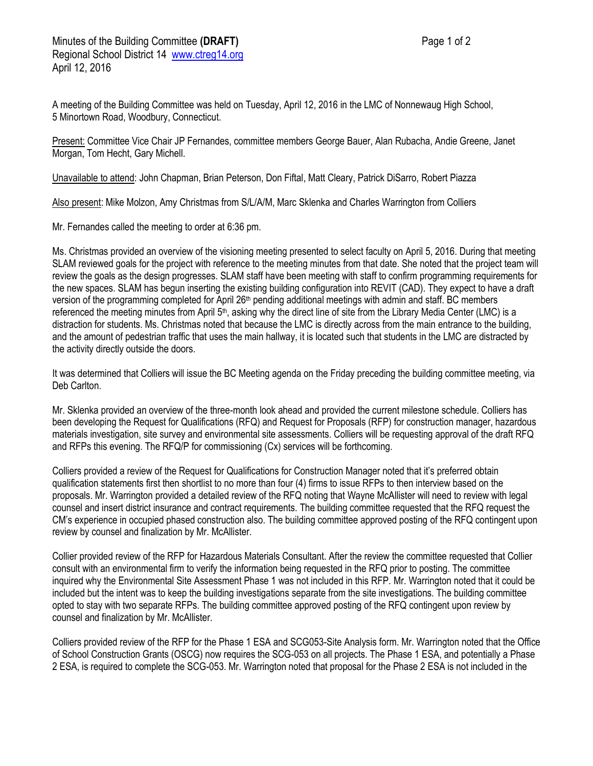Minutes of the Building Committee **(DRAFT)**
Regional School District 14 www.ctreg14.org
April 12, 2016

A meeting of the Building Committee was held on Tuesday, April 12, 2016 in the LMC of Nonnewaug High School, 5 Minortown Road, Woodbury, Connecticut.

Present: Committee Vice Chair JP Fernandes, committee members George Bauer, Alan Rubacha, Andie Greene, Janet Morgan, Tom Hecht, Gary Michell.

Unavailable to attend: John Chapman, Brian Peterson, Don Fiftal, Matt Cleary, Patrick DiSarro, Robert Piazza

Also present: Mike Molzon, Amy Christmas from S/L/A/M, Marc Sklenka and Charles Warrington from Colliers

Mr. Fernandes called the meeting to order at 6:36 pm.

Ms. Christmas provided an overview of the visioning meeting presented to select faculty on April 5, 2016. During that meeting SLAM reviewed goals for the project with reference to the meeting minutes from that date. She noted that the project team will review the goals as the design progresses. SLAM staff have been meeting with staff to confirm programming requirements for the new spaces. SLAM has begun inserting the existing building configuration into REVIT (CAD). They expect to have a draft version of the programming completed for April 26th pending additional meetings with admin and staff. BC members referenced the meeting minutes from April 5th, asking why the direct line of site from the Library Media Center (LMC) is a distraction for students. Ms. Christmas noted that because the LMC is directly across from the main entrance to the building, and the amount of pedestrian traffic that uses the main hallway, it is located such that students in the LMC are distracted by the activity directly outside the doors.

It was determined that Colliers will issue the BC Meeting agenda on the Friday preceding the building committee meeting, via Deb Carlton.

Mr. Sklenka provided an overview of the three-month look ahead and provided the current milestone schedule. Colliers has been developing the Request for Qualifications (RFQ) and Request for Proposals (RFP) for construction manager, hazardous materials investigation, site survey and environmental site assessments. Colliers will be requesting approval of the draft RFQ and RFPs this evening. The RFQ/P for commissioning (Cx) services will be forthcoming.

Colliers provided a review of the Request for Qualifications for Construction Manager noted that it's preferred obtain qualification statements first then shortlist to no more than four (4) firms to issue RFPs to then interview based on the proposals. Mr. Warrington provided a detailed review of the RFQ noting that Wayne McAllister will need to review with legal counsel and insert district insurance and contract requirements. The building committee requested that the RFQ request the CM's experience in occupied phased construction also. The building committee approved posting of the RFQ contingent upon review by counsel and finalization by Mr. McAllister.

Collier provided review of the RFP for Hazardous Materials Consultant. After the review the committee requested that Collier consult with an environmental firm to verify the information being requested in the RFQ prior to posting. The committee inquired why the Environmental Site Assessment Phase 1 was not included in this RFP. Mr. Warrington noted that it could be included but the intent was to keep the building investigations separate from the site investigations. The building committee opted to stay with two separate RFPs. The building committee approved posting of the RFQ contingent upon review by counsel and finalization by Mr. McAllister.

Colliers provided review of the RFP for the Phase 1 ESA and SCG053-Site Analysis form. Mr. Warrington noted that the Office of School Construction Grants (OSCG) now requires the SCG-053 on all projects. The Phase 1 ESA, and potentially a Phase 2 ESA, is required to complete the SCG-053. Mr. Warrington noted that proposal for the Phase 2 ESA is not included in the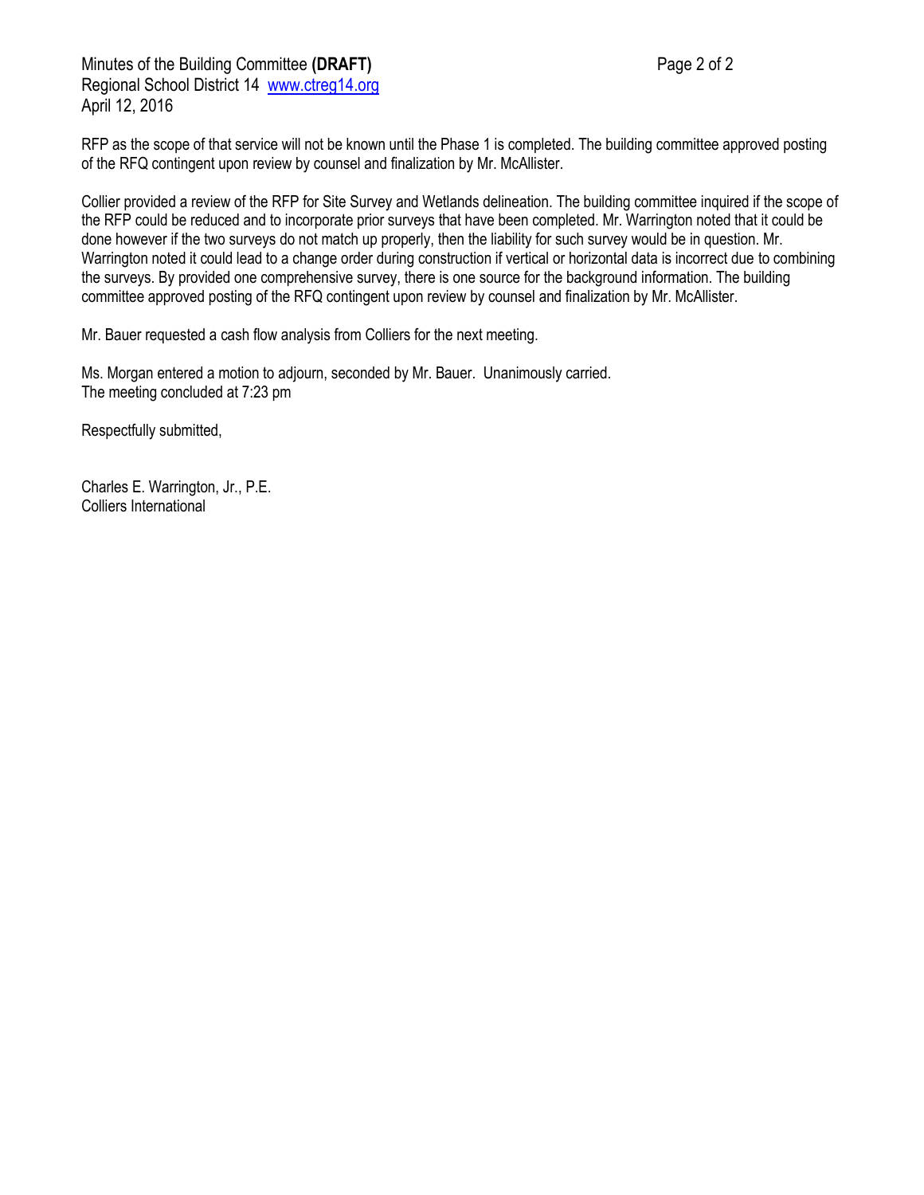RFP as the scope of that service will not be known until the Phase 1 is completed. The building committee approved posting of the RFQ contingent upon review by counsel and finalization by Mr. McAllister.

Collier provided a review of the RFP for Site Survey and Wetlands delineation. The building committee inquired if the scope of the RFP could be reduced and to incorporate prior surveys that have been completed. Mr. Warrington noted that it could be done however if the two surveys do not match up properly, then the liability for such survey would be in question. Mr. Warrington noted it could lead to a change order during construction if vertical or horizontal data is incorrect due to combining the surveys. By provided one comprehensive survey, there is one source for the background information. The building committee approved posting of the RFQ contingent upon review by counsel and finalization by Mr. McAllister.

Mr. Bauer requested a cash flow analysis from Colliers for the next meeting.

Ms. Morgan entered a motion to adjourn, seconded by Mr. Bauer. Unanimously carried.
The meeting concluded at 7:23 pm

Respectfully submitted,

Charles E. Warrington, Jr., P.E.
Colliers International